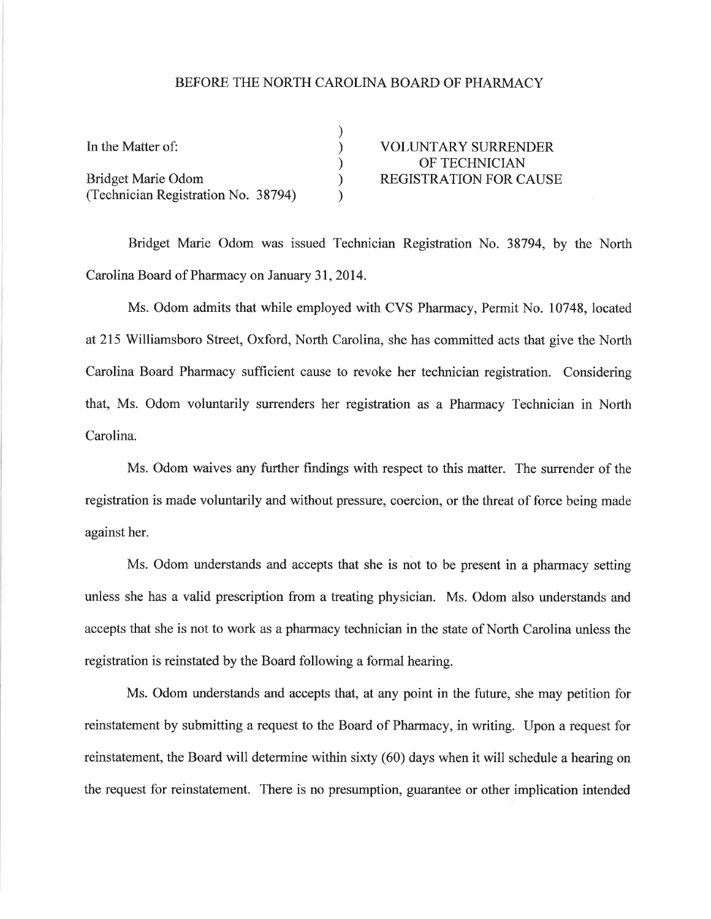BEFORE THE NORTH CAROLINA BOARD OF PHARMACY

| | | |
|---|---|---|
| In the Matter of: | ) | VOLUNTARY SURRENDER |
| | ) | OF TECHNICIAN |
| Bridget Marie Odom | ) | REGISTRATION FOR CAUSE |
| (Technician Registration No. 38794) | ) | |

Bridget Marie Odom was issued Technician Registration No. 38794, by the North Carolina Board of Pharmacy on January 31, 2014.

Ms. Odom admits that while employed with CVS Pharmacy, Permit No. 10748, located at 215 Williamsboro Street, Oxford, North Carolina, she has committed acts that give the North Carolina Board Pharmacy sufficient cause to revoke her technician registration. Considering that, Ms. Odom voluntarily surrenders her registration as a Pharmacy Technician in North Carolina.

Ms. Odom waives any further findings with respect to this matter. The surrender of the registration is made voluntarily and without pressure, coercion, or the threat of force being made against her.

Ms. Odom understands and accepts that she is not to be present in a pharmacy setting unless she has a valid prescription from a treating physician. Ms. Odom also understands and accepts that she is not to work as a pharmacy technician in the state of North Carolina unless the registration is reinstated by the Board following a formal hearing.

Ms. Odom understands and accepts that, at any point in the future, she may petition for reinstatement by submitting a request to the Board of Pharmacy, in writing. Upon a request for reinstatement, the Board will determine within sixty (60) days when it will schedule a hearing on the request for reinstatement. There is no presumption, guarantee or other implication intended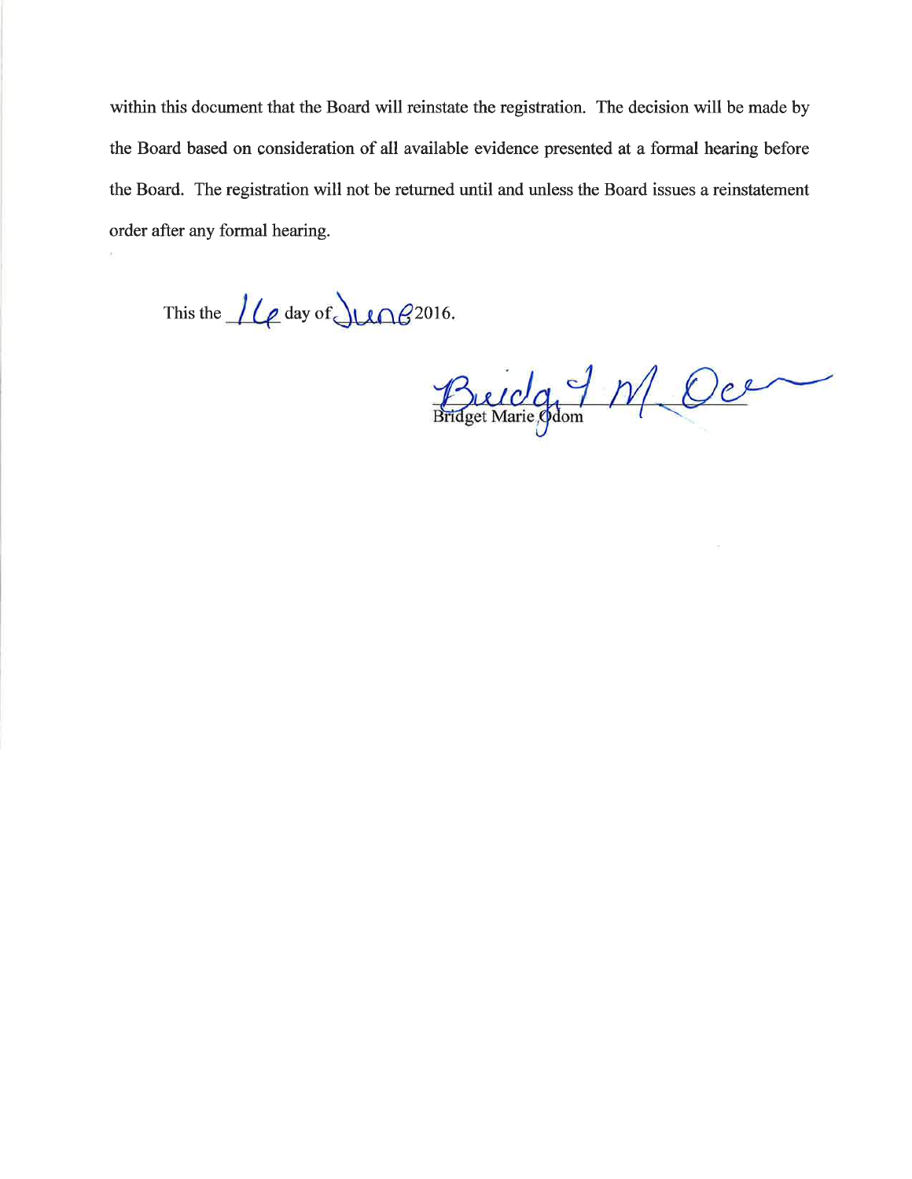within this document that the Board will reinstate the registration. The decision will be made by the Board based on consideration of all available evidence presented at a formal hearing before the Board. The registration will not be returned until and unless the Board issues a reinstatement order after any formal hearing.

This the 16 day of June 2016.

Bridget Marie Odom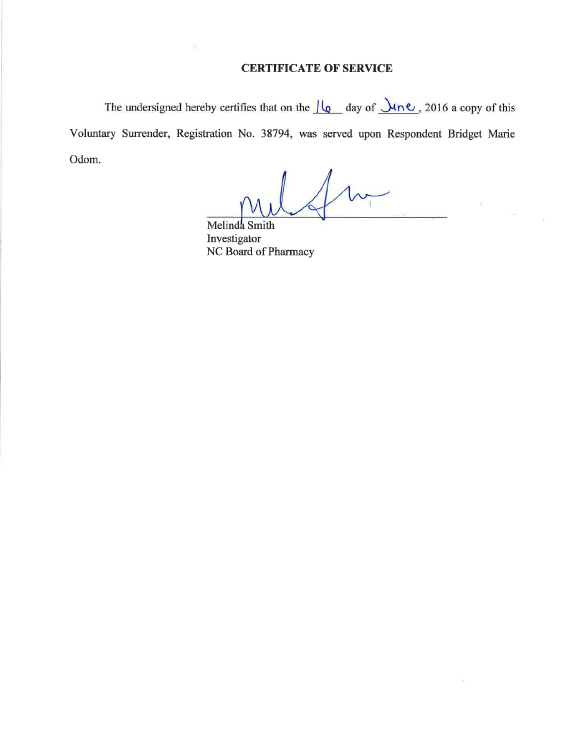## CERTIFICATE OF SERVICE

The undersigned hereby certifies that on the 16 day of June, 2016 a copy of this Voluntary Surrender, Registration No. 38794, was served upon Respondent Bridget Marie Odom.

Melinda Smith
Investigator
NC Board of Pharmacy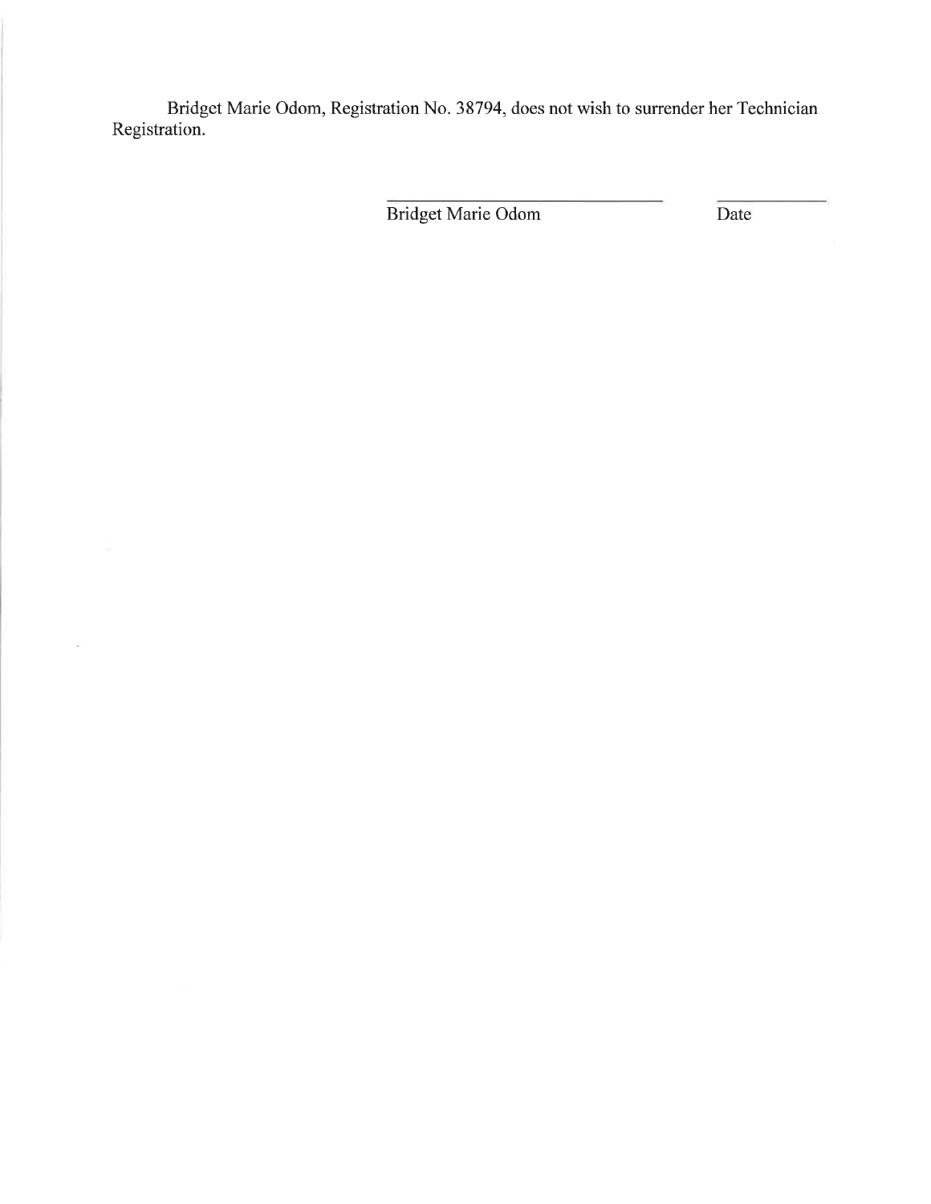Bridget Marie Odom, Registration No. 38794, does not wish to surrender her Technician Registration.

\_\_\_\_\_\_\_\_\_\_\_\_\_\_\_\_\_\_\_\_\_\_\_\_\_\_\_\_\_\_ \_\_\_\_\_\_\_\_\_\_\_\_

Bridget Marie Odom    Date